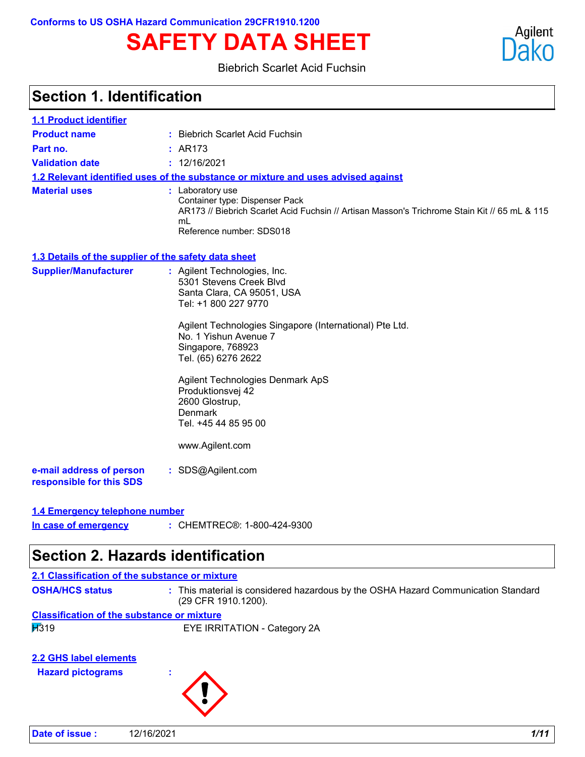Conforms to US OSHA Hazard Communication 29CFR1910.1200

# SAFETY DATA SHEET

Biebrich Scarlet Acid Fuchsin

## Section 1. Identification

### 1.1 Product identifier

**Product name** : Biebrich Scarlet Acid Fuchsin

**Part no.** : AR173

**Validation date** : 12/16/2021

### 1.2 Relevant identified uses of the substance or mixture and uses advised against

**Material uses** : Laboratory use
Container type: Dispenser Pack
AR173 // Biebrich Scarlet Acid Fuchsin // Artisan Masson's Trichrome Stain Kit // 65 mL & 115 mL
Reference number: SDS018

### 1.3 Details of the supplier of the safety data sheet

**Supplier/Manufacturer** : Agilent Technologies, Inc.
5301 Stevens Creek Blvd
Santa Clara, CA 95051, USA
Tel: +1 800 227 9770

Agilent Technologies Singapore (International) Pte Ltd.
No. 1 Yishun Avenue 7
Singapore, 768923
Tel. (65) 6276 2622

Agilent Technologies Denmark ApS
Produktionsvej 42
2600 Glostrup,
Denmark
Tel. +45 44 85 95 00

www.Agilent.com

**e-mail address of person responsible for this SDS** : SDS@Agilent.com

### 1.4 Emergency telephone number

**In case of emergency** : CHEMTREC®: 1-800-424-9300

## Section 2. Hazards identification

### 2.1 Classification of the substance or mixture

**OSHA/HCS status** : This material is considered hazardous by the OSHA Hazard Communication Standard (29 CFR 1910.1200).

**Classification of the substance or mixture**

H319 EYE IRRITATION - Category 2A

### 2.2 GHS label elements

**Hazard pictograms** :

**Date of issue :** 12/16/2021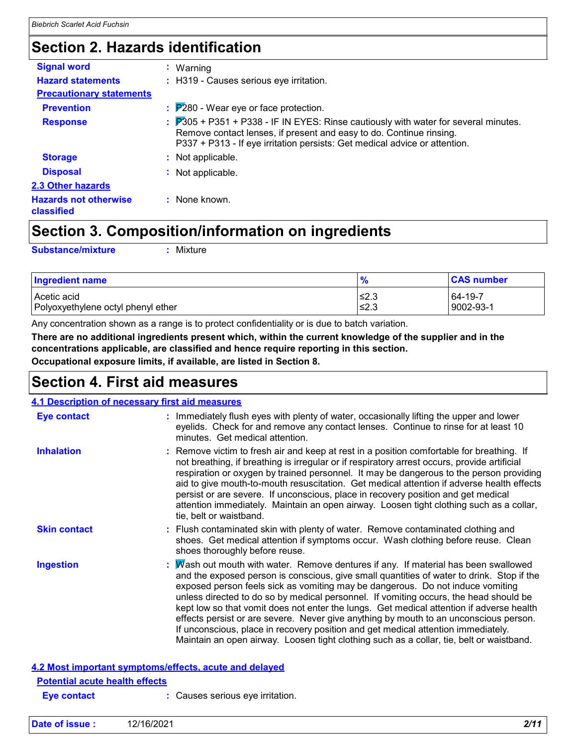## Section 2. Hazards identification

**Signal word** : Warning

**Hazard statements** : H319 - Causes serious eye irritation.

**Precautionary statements**

**Prevention** : P280 - Wear eye or face protection.

**Response** : P305 + P351 + P338 - IF IN EYES: Rinse cautiously with water for several minutes. Remove contact lenses, if present and easy to do. Continue rinsing.
P337 + P313 - If eye irritation persists: Get medical advice or attention.

**Storage** : Not applicable.

**Disposal** : Not applicable.

**2.3 Other hazards**

**Hazards not otherwise classified** : None known.

## Section 3. Composition/information on ingredients

**Substance/mixture** : Mixture

| Ingredient name | % | CAS number |
|---|---|---|
| Acetic acid | ≤2.3 | 64-19-7 |
| Polyoxyethylene octyl phenyl ether | ≤2.3 | 9002-93-1 |

Any concentration shown as a range is to protect confidentiality or is due to batch variation.

**There are no additional ingredients present which, within the current knowledge of the supplier and in the concentrations applicable, are classified and hence require reporting in this section.**

**Occupational exposure limits, if available, are listed in Section 8.**

## Section 4. First aid measures

**4.1 Description of necessary first aid measures**

**Eye contact** : Immediately flush eyes with plenty of water, occasionally lifting the upper and lower eyelids. Check for and remove any contact lenses. Continue to rinse for at least 10 minutes. Get medical attention.

**Inhalation** : Remove victim to fresh air and keep at rest in a position comfortable for breathing. If not breathing, if breathing is irregular or if respiratory arrest occurs, provide artificial respiration or oxygen by trained personnel. It may be dangerous to the person providing aid to give mouth-to-mouth resuscitation. Get medical attention if adverse health effects persist or are severe. If unconscious, place in recovery position and get medical attention immediately. Maintain an open airway. Loosen tight clothing such as a collar, tie, belt or waistband.

**Skin contact** : Flush contaminated skin with plenty of water. Remove contaminated clothing and shoes. Get medical attention if symptoms occur. Wash clothing before reuse. Clean shoes thoroughly before reuse.

**Ingestion** : Wash out mouth with water. Remove dentures if any. If material has been swallowed and the exposed person is conscious, give small quantities of water to drink. Stop if the exposed person feels sick as vomiting may be dangerous. Do not induce vomiting unless directed to do so by medical personnel. If vomiting occurs, the head should be kept low so that vomit does not enter the lungs. Get medical attention if adverse health effects persist or are severe. Never give anything by mouth to an unconscious person. If unconscious, place in recovery position and get medical attention immediately. Maintain an open airway. Loosen tight clothing such as a collar, tie, belt or waistband.

**4.2 Most important symptoms/effects, acute and delayed**

**Potential acute health effects**

**Eye contact** : Causes serious eye irritation.

**Date of issue :** 12/16/2021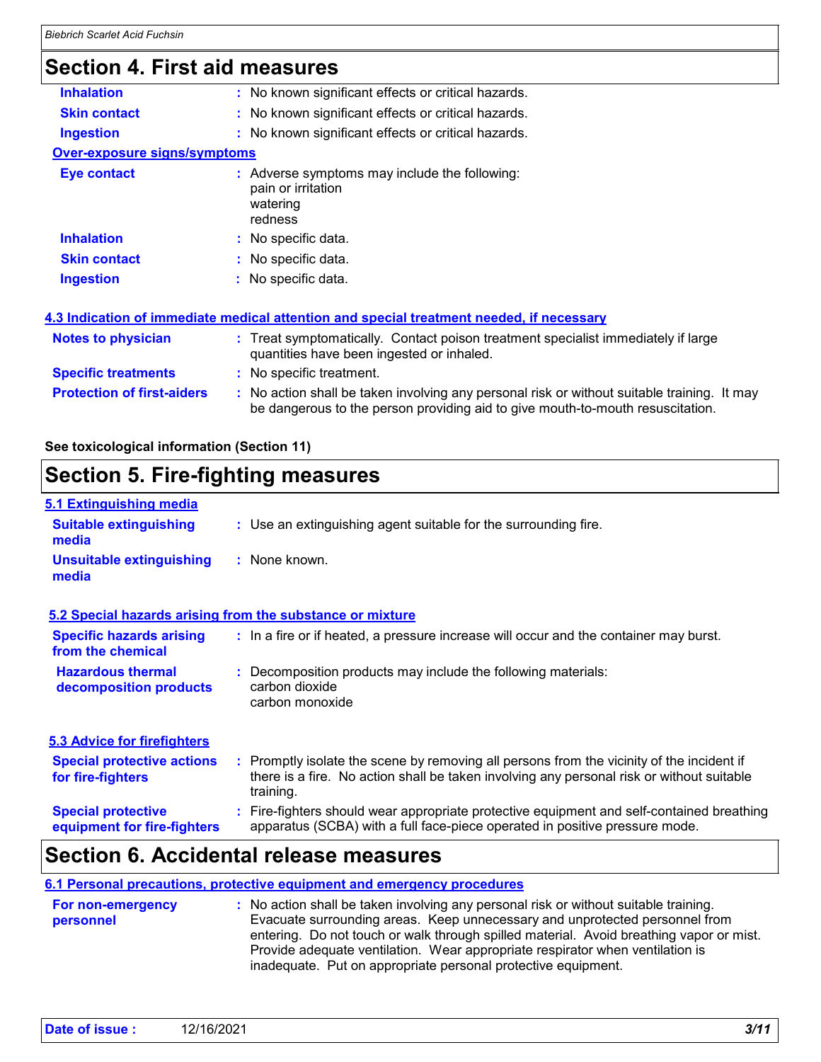## Section 4. First aid measures

| | |
|---|---|
| **Inhalation** | : No known significant effects or critical hazards. |
| **Skin contact** | : No known significant effects or critical hazards. |
| **Ingestion** | : No known significant effects or critical hazards. |

**Over-exposure signs/symptoms**

| | |
|---|---|
| **Eye contact** | : Adverse symptoms may include the following:<br>pain or irritation<br>watering<br>redness |
| **Inhalation** | : No specific data. |
| **Skin contact** | : No specific data. |
| **Ingestion** | : No specific data. |

**4.3 Indication of immediate medical attention and special treatment needed, if necessary**

| | |
|---|---|
| **Notes to physician** | : Treat symptomatically. Contact poison treatment specialist immediately if large quantities have been ingested or inhaled. |
| **Specific treatments** | : No specific treatment. |
| **Protection of first-aiders** | : No action shall be taken involving any personal risk or without suitable training. It may be dangerous to the person providing aid to give mouth-to-mouth resuscitation. |

**See toxicological information (Section 11)**

## Section 5. Fire-fighting measures

**5.1 Extinguishing media**

| | |
|---|---|
| **Suitable extinguishing media** | : Use an extinguishing agent suitable for the surrounding fire. |
| **Unsuitable extinguishing media** | : None known. |

**5.2 Special hazards arising from the substance or mixture**

| | |
|---|---|
| **Specific hazards arising from the chemical** | : In a fire or if heated, a pressure increase will occur and the container may burst. |
| **Hazardous thermal decomposition products** | : Decomposition products may include the following materials:<br>carbon dioxide<br>carbon monoxide |

**5.3 Advice for firefighters**

| | |
|---|---|
| **Special protective actions for fire-fighters** | : Promptly isolate the scene by removing all persons from the vicinity of the incident if there is a fire. No action shall be taken involving any personal risk or without suitable training. |
| **Special protective equipment for fire-fighters** | : Fire-fighters should wear appropriate protective equipment and self-contained breathing apparatus (SCBA) with a full face-piece operated in positive pressure mode. |

## Section 6. Accidental release measures

**6.1 Personal precautions, protective equipment and emergency procedures**

| | |
|---|---|
| **For non-emergency personnel** | : No action shall be taken involving any personal risk or without suitable training. Evacuate surrounding areas. Keep unnecessary and unprotected personnel from entering. Do not touch or walk through spilled material. Avoid breathing vapor or mist. Provide adequate ventilation. Wear appropriate respirator when ventilation is inadequate. Put on appropriate personal protective equipment. |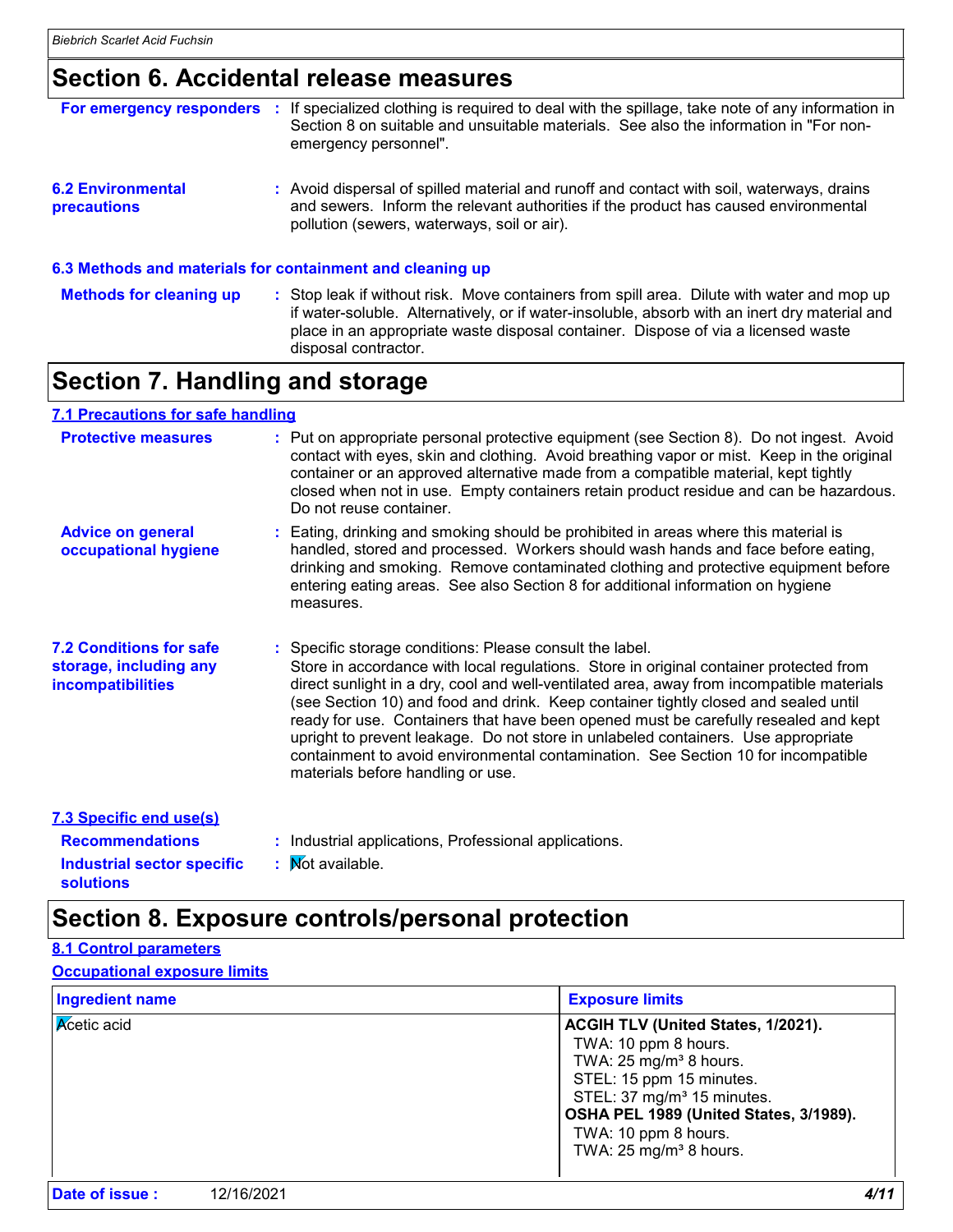## Section 6. Accidental release measures

**For emergency responders** : If specialized clothing is required to deal with the spillage, take note of any information in Section 8 on suitable and unsuitable materials. See also the information in "For non-emergency personnel".

**6.2 Environmental precautions** : Avoid dispersal of spilled material and runoff and contact with soil, waterways, drains and sewers. Inform the relevant authorities if the product has caused environmental pollution (sewers, waterways, soil or air).

### 6.3 Methods and materials for containment and cleaning up

**Methods for cleaning up** : Stop leak if without risk. Move containers from spill area. Dilute with water and mop up if water-soluble. Alternatively, or if water-insoluble, absorb with an inert dry material and place in an appropriate waste disposal container. Dispose of via a licensed waste disposal contractor.

## Section 7. Handling and storage

### 7.1 Precautions for safe handling

**Protective measures** : Put on appropriate personal protective equipment (see Section 8). Do not ingest. Avoid contact with eyes, skin and clothing. Avoid breathing vapor or mist. Keep in the original container or an approved alternative made from a compatible material, kept tightly closed when not in use. Empty containers retain product residue and can be hazardous. Do not reuse container.

**Advice on general occupational hygiene** : Eating, drinking and smoking should be prohibited in areas where this material is handled, stored and processed. Workers should wash hands and face before eating, drinking and smoking. Remove contaminated clothing and protective equipment before entering eating areas. See also Section 8 for additional information on hygiene measures.

**7.2 Conditions for safe storage, including any incompatibilities** : Specific storage conditions: Please consult the label.
Store in accordance with local regulations. Store in original container protected from direct sunlight in a dry, cool and well-ventilated area, away from incompatible materials (see Section 10) and food and drink. Keep container tightly closed and sealed until ready for use. Containers that have been opened must be carefully resealed and kept upright to prevent leakage. Do not store in unlabeled containers. Use appropriate containment to avoid environmental contamination. See Section 10 for incompatible materials before handling or use.

### 7.3 Specific end use(s)

**Recommendations** : Industrial applications, Professional applications.

**Industrial sector specific solutions** : Not available.

## Section 8. Exposure controls/personal protection

### 8.1 Control parameters

#### Occupational exposure limits

| Ingredient name | Exposure limits |
|---|---|
| Acetic acid | **ACGIH TLV (United States, 1/2021).**<br>TWA: 10 ppm 8 hours.<br>TWA: 25 mg/m³ 8 hours.<br>STEL: 15 ppm 15 minutes.<br>STEL: 37 mg/m³ 15 minutes.<br>**OSHA PEL 1989 (United States, 3/1989).**<br>TWA: 10 ppm 8 hours.<br>TWA: 25 mg/m³ 8 hours. |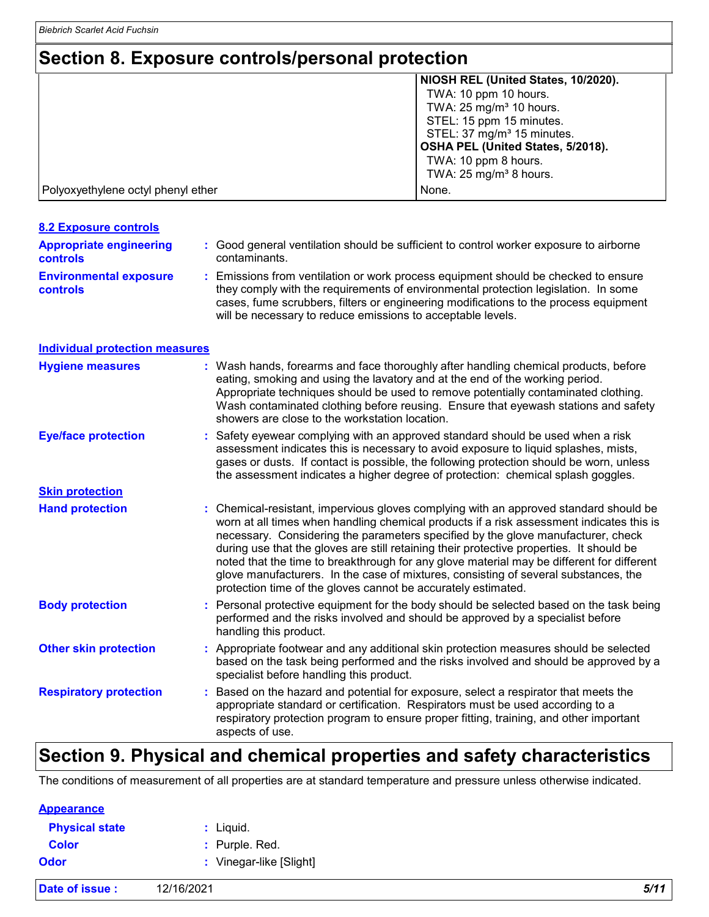## Section 8. Exposure controls/personal protection

| | |
|---|---|
| | **NIOSH REL (United States, 10/2020).**<br>TWA: 10 ppm 10 hours.<br>TWA: 25 mg/m³ 10 hours.<br>STEL: 15 ppm 15 minutes.<br>STEL: 37 mg/m³ 15 minutes.<br>**OSHA PEL (United States, 5/2018).**<br>TWA: 10 ppm 8 hours.<br>TWA: 25 mg/m³ 8 hours. |
| Polyoxyethylene octyl phenyl ether | None. |

### 8.2 Exposure controls

**Appropriate engineering controls** : Good general ventilation should be sufficient to control worker exposure to airborne contaminants.

**Environmental exposure controls** : Emissions from ventilation or work process equipment should be checked to ensure they comply with the requirements of environmental protection legislation. In some cases, fume scrubbers, filters or engineering modifications to the process equipment will be necessary to reduce emissions to acceptable levels.

### Individual protection measures

**Hygiene measures** : Wash hands, forearms and face thoroughly after handling chemical products, before eating, smoking and using the lavatory and at the end of the working period. Appropriate techniques should be used to remove potentially contaminated clothing. Wash contaminated clothing before reusing. Ensure that eyewash stations and safety showers are close to the workstation location.

**Eye/face protection** : Safety eyewear complying with an approved standard should be used when a risk assessment indicates this is necessary to avoid exposure to liquid splashes, mists, gases or dusts. If contact is possible, the following protection should be worn, unless the assessment indicates a higher degree of protection: chemical splash goggles.

**Skin protection**

**Hand protection** : Chemical-resistant, impervious gloves complying with an approved standard should be worn at all times when handling chemical products if a risk assessment indicates this is necessary. Considering the parameters specified by the glove manufacturer, check during use that the gloves are still retaining their protective properties. It should be noted that the time to breakthrough for any glove material may be different for different glove manufacturers. In the case of mixtures, consisting of several substances, the protection time of the gloves cannot be accurately estimated.

**Body protection** : Personal protective equipment for the body should be selected based on the task being performed and the risks involved and should be approved by a specialist before handling this product.

**Other skin protection** : Appropriate footwear and any additional skin protection measures should be selected based on the task being performed and the risks involved and should be approved by a specialist before handling this product.

**Respiratory protection** : Based on the hazard and potential for exposure, select a respirator that meets the appropriate standard or certification. Respirators must be used according to a respiratory protection program to ensure proper fitting, training, and other important aspects of use.

## Section 9. Physical and chemical properties and safety characteristics

The conditions of measurement of all properties are at standard temperature and pressure unless otherwise indicated.

### Appearance

**Physical state** : Liquid.

**Color** : Purple. Red.

**Odor** : Vinegar-like [Slight]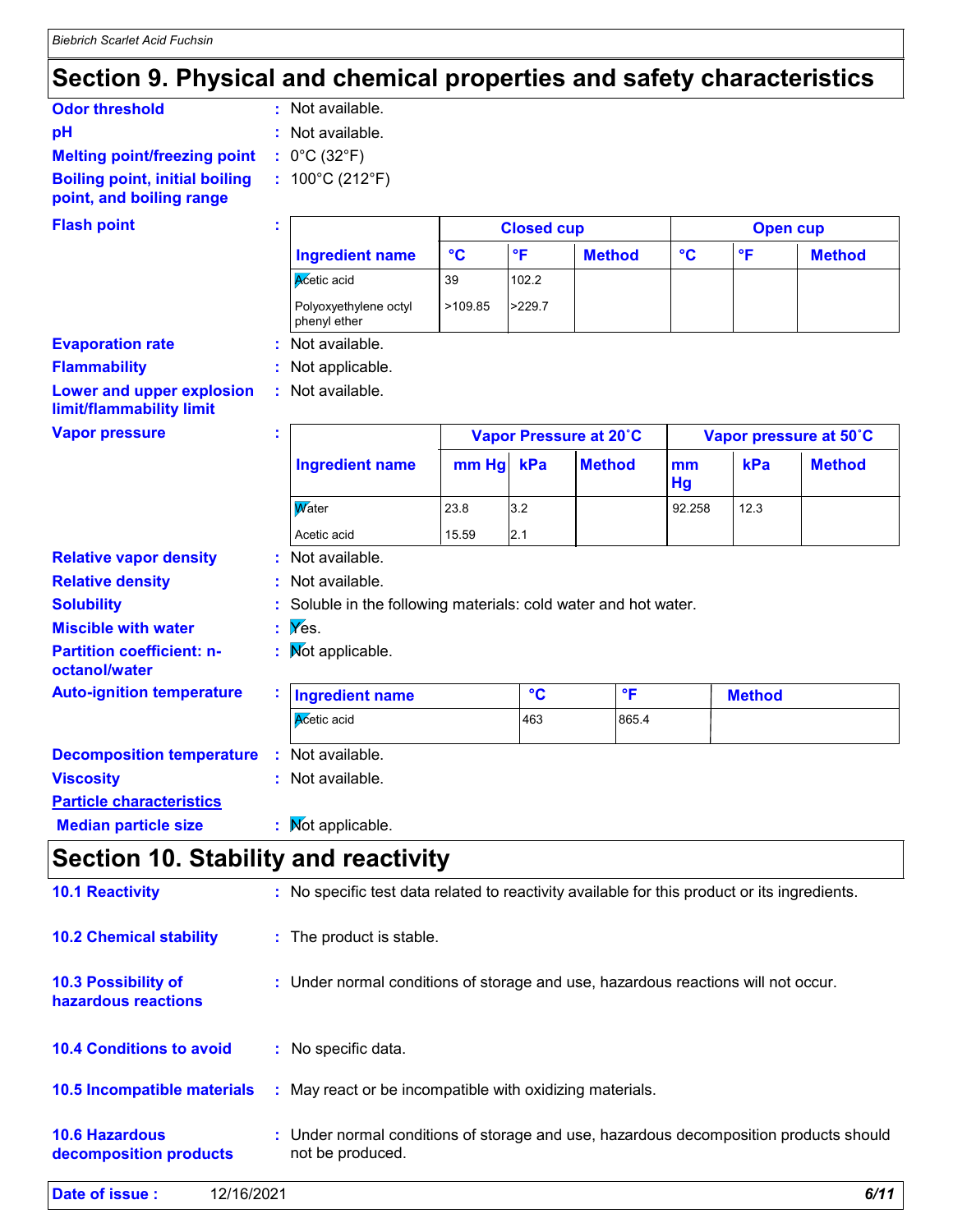## Section 9. Physical and chemical properties and safety characteristics

**Odor threshold** : Not available.

**pH** : Not available.

**Melting point/freezing point** : 0°C (32°F)

**Boiling point, initial boiling point, and boiling range** : 100°C (212°F)

**Flash point** :

| Ingredient name | Closed cup °C | Closed cup °F | Closed cup Method | Open cup °C | Open cup °F | Open cup Method |
|---|---|---|---|---|---|---|
| Acetic acid | 39 | 102.2 | | | | |
| Polyoxyethylene octyl phenyl ether | >109.85 | >229.7 | | | | |

**Evaporation rate** : Not available.

**Flammability** : Not applicable.

**Lower and upper explosion limit/flammability limit** : Not available.

**Vapor pressure** :

| Ingredient name | Vapor Pressure at 20˚C mm Hg | Vapor Pressure at 20˚C kPa | Vapor Pressure at 20˚C Method | Vapor pressure at 50˚C mm Hg | Vapor pressure at 50˚C kPa | Vapor pressure at 50˚C Method |
|---|---|---|---|---|---|---|
| Water | 23.8 | 3.2 | | 92.258 | 12.3 | |
| Acetic acid | 15.59 | 2.1 | | | | |

**Relative vapor density** : Not available.

**Relative density** : Not available.

**Solubility** : Soluble in the following materials: cold water and hot water.

**Miscible with water** : Yes.

**Partition coefficient: n-octanol/water** : Not applicable.

**Auto-ignition temperature** :

| Ingredient name | °C | °F | Method |
|---|---|---|---|
| Acetic acid | 463 | 865.4 | |

**Decomposition temperature** : Not available.

**Viscosity** : Not available.

**Particle characteristics**

**Median particle size** : Not applicable.

## Section 10. Stability and reactivity

**10.1 Reactivity** : No specific test data related to reactivity available for this product or its ingredients.

**10.2 Chemical stability** : The product is stable.

**10.3 Possibility of hazardous reactions** : Under normal conditions of storage and use, hazardous reactions will not occur.

**10.4 Conditions to avoid** : No specific data.

**10.5 Incompatible materials** : May react or be incompatible with oxidizing materials.

**10.6 Hazardous decomposition products** : Under normal conditions of storage and use, hazardous decomposition products should not be produced.

**Date of issue :** 12/16/2021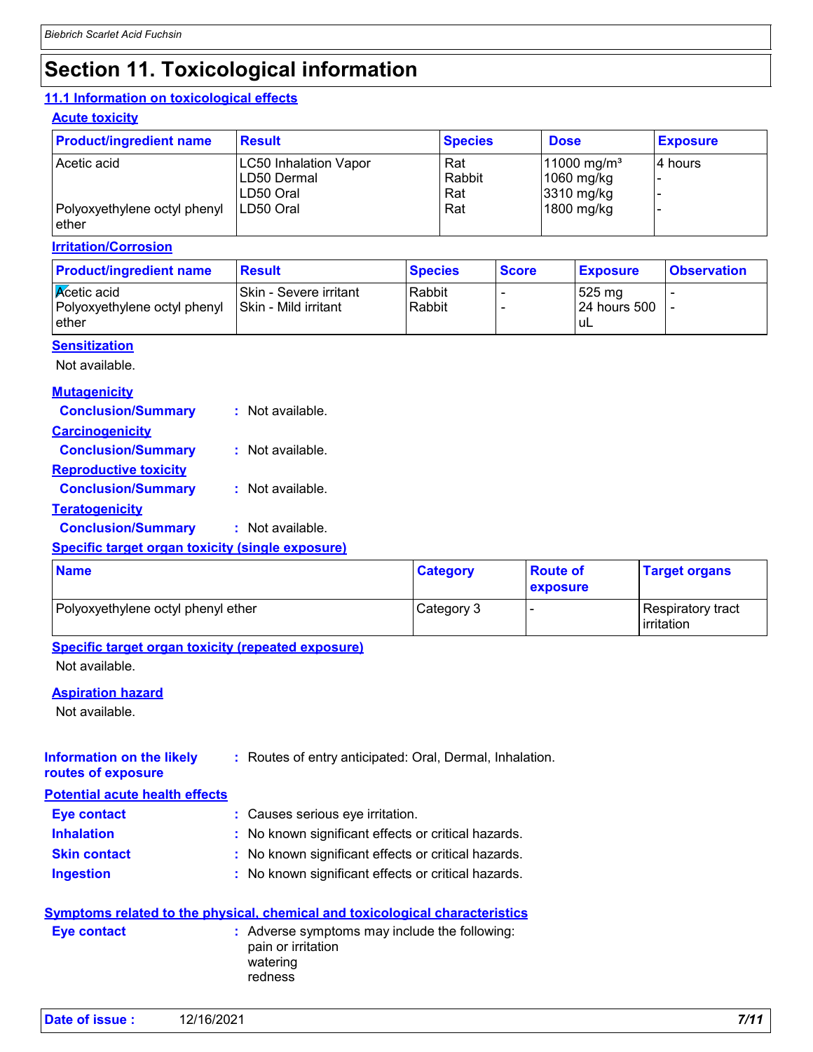# Section 11. Toxicological information

## 11.1 Information on toxicological effects

### Acute toxicity

| Product/ingredient name | Result | Species | Dose | Exposure |
|---|---|---|---|---|
| Acetic acid | LC50 Inhalation Vapor | Rat | 11000 mg/m³ | 4 hours |
| | LD50 Dermal | Rabbit | 1060 mg/kg | - |
| | LD50 Oral | Rat | 3310 mg/kg | - |
| Polyoxyethylene octyl phenyl ether | LD50 Oral | Rat | 1800 mg/kg | - |

### Irritation/Corrosion

| Product/ingredient name | Result | Species | Score | Exposure | Observation |
|---|---|---|---|---|---|
| Acetic acid | Skin - Severe irritant | Rabbit | - | 525 mg | - |
| Polyoxyethylene octyl phenyl ether | Skin - Mild irritant | Rabbit | - | 24 hours 500 uL | - |

### Sensitization

Not available.

### Mutagenicity

**Conclusion/Summary** : Not available.

### Carcinogenicity

**Conclusion/Summary** : Not available.

### Reproductive toxicity

**Conclusion/Summary** : Not available.

### Teratogenicity

**Conclusion/Summary** : Not available.

### Specific target organ toxicity (single exposure)

| Name | Category | Route of exposure | Target organs |
|---|---|---|---|
| Polyoxyethylene octyl phenyl ether | Category 3 | - | Respiratory tract irritation |

### Specific target organ toxicity (repeated exposure)

Not available.

### Aspiration hazard

Not available.

**Information on the likely routes of exposure** : Routes of entry anticipated: Oral, Dermal, Inhalation.

### Potential acute health effects

**Eye contact** : Causes serious eye irritation.

**Inhalation** : No known significant effects or critical hazards.

**Skin contact** : No known significant effects or critical hazards.

**Ingestion** : No known significant effects or critical hazards.

### Symptoms related to the physical, chemical and toxicological characteristics

**Eye contact** : Adverse symptoms may include the following:
pain or irritation
watering
redness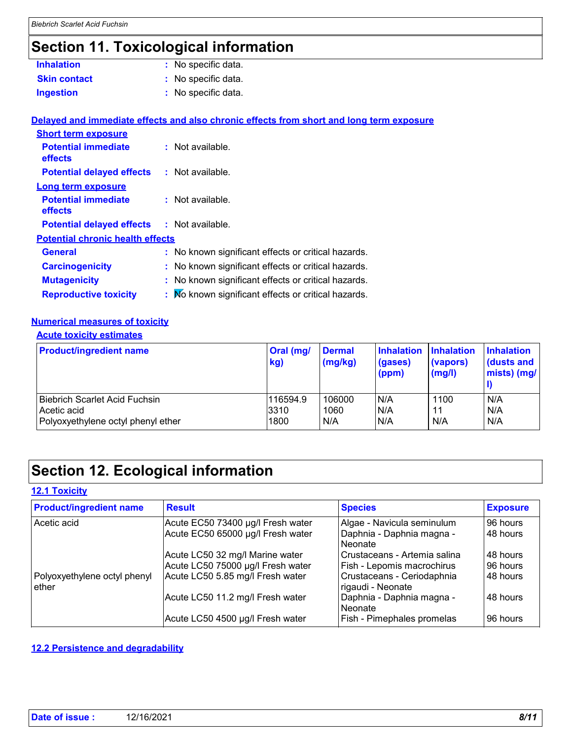# Section 11. Toxicological information

**Inhalation** : No specific data.

**Skin contact** : No specific data.

**Ingestion** : No specific data.

**Delayed and immediate effects and also chronic effects from short and long term exposure**

**Short term exposure**

**Potential immediate effects** : Not available.

**Potential delayed effects** : Not available.

**Long term exposure**

**Potential immediate effects** : Not available.

**Potential delayed effects** : Not available.

**Potential chronic health effects**

**General** : No known significant effects or critical hazards.

**Carcinogenicity** : No known significant effects or critical hazards.

**Mutagenicity** : No known significant effects or critical hazards.

**Reproductive toxicity** : No known significant effects or critical hazards.

**Numerical measures of toxicity**

**Acute toxicity estimates**

| Product/ingredient name | Oral (mg/kg) | Dermal (mg/kg) | Inhalation (gases) (ppm) | Inhalation (vapors) (mg/l) | Inhalation (dusts and mists) (mg/l) |
|---|---|---|---|---|---|
| Biebrich Scarlet Acid Fuchsin | 116594.9 | 106000 | N/A | 1100 | N/A |
| Acetic acid | 3310 | 1060 | N/A | 11 | N/A |
| Polyoxyethylene octyl phenyl ether | 1800 | N/A | N/A | N/A | N/A |

# Section 12. Ecological information

**12.1 Toxicity**

| Product/ingredient name | Result | Species | Exposure |
|---|---|---|---|
| Acetic acid | Acute EC50 73400 µg/l Fresh water | Algae - Navicula seminulum | 96 hours |
| | Acute EC50 65000 µg/l Fresh water | Daphnia - Daphnia magna - Neonate | 48 hours |
| | Acute LC50 32 mg/l Marine water | Crustaceans - Artemia salina | 48 hours |
| | Acute LC50 75000 µg/l Fresh water | Fish - Lepomis macrochirus | 96 hours |
| Polyoxyethylene octyl phenyl ether | Acute LC50 5.85 mg/l Fresh water | Crustaceans - Ceriodaphnia rigaudi - Neonate | 48 hours |
| | Acute LC50 11.2 mg/l Fresh water | Daphnia - Daphnia magna - Neonate | 48 hours |
| | Acute LC50 4500 µg/l Fresh water | Fish - Pimephales promelas | 96 hours |

**12.2 Persistence and degradability**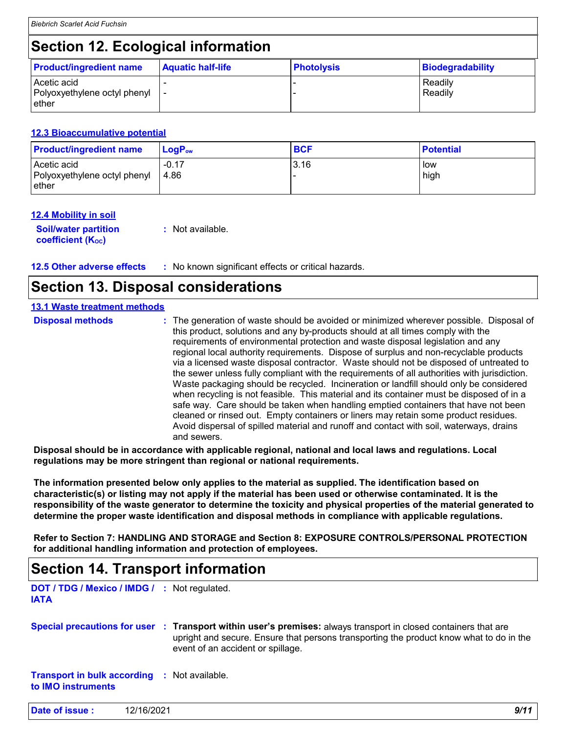## Section 12. Ecological information

| Product/ingredient name | Aquatic half-life | Photolysis | Biodegradability |
|---|---|---|---|
| Acetic acid | - | - | Readily |
| Polyoxyethylene octyl phenyl ether | - | - | Readily |

### 12.3 Bioaccumulative potential

| Product/ingredient name | $LogP_{ow}$ | BCF | Potential |
|---|---|---|---|
| Acetic acid | -0.17 | 3.16 | low |
| Polyoxyethylene octyl phenyl ether | 4.86 | - | high |

### 12.4 Mobility in soil

**Soil/water partition coefficient ($K_{OC}$)** : Not available.

**12.5 Other adverse effects** : No known significant effects or critical hazards.

## Section 13. Disposal considerations

### 13.1 Waste treatment methods

**Disposal methods** : The generation of waste should be avoided or minimized wherever possible. Disposal of this product, solutions and any by-products should at all times comply with the requirements of environmental protection and waste disposal legislation and any regional local authority requirements. Dispose of surplus and non-recyclable products via a licensed waste disposal contractor. Waste should not be disposed of untreated to the sewer unless fully compliant with the requirements of all authorities with jurisdiction. Waste packaging should be recycled. Incineration or landfill should only be considered when recycling is not feasible. This material and its container must be disposed of in a safe way. Care should be taken when handling emptied containers that have not been cleaned or rinsed out. Empty containers or liners may retain some product residues. Avoid dispersal of spilled material and runoff and contact with soil, waterways, drains and sewers.

**Disposal should be in accordance with applicable regional, national and local laws and regulations. Local regulations may be more stringent than regional or national requirements.**

**The information presented below only applies to the material as supplied. The identification based on characteristic(s) or listing may not apply if the material has been used or otherwise contaminated. It is the responsibility of the waste generator to determine the toxicity and physical properties of the material generated to determine the proper waste identification and disposal methods in compliance with applicable regulations.**

**Refer to Section 7: HANDLING AND STORAGE and Section 8: EXPOSURE CONTROLS/PERSONAL PROTECTION for additional handling information and protection of employees.**

## Section 14. Transport information

**DOT / TDG / Mexico / IMDG / IATA** : Not regulated.

**Special precautions for user** : **Transport within user's premises:** always transport in closed containers that are upright and secure. Ensure that persons transporting the product know what to do in the event of an accident or spillage.

**Transport in bulk according to IMO instruments** : Not available.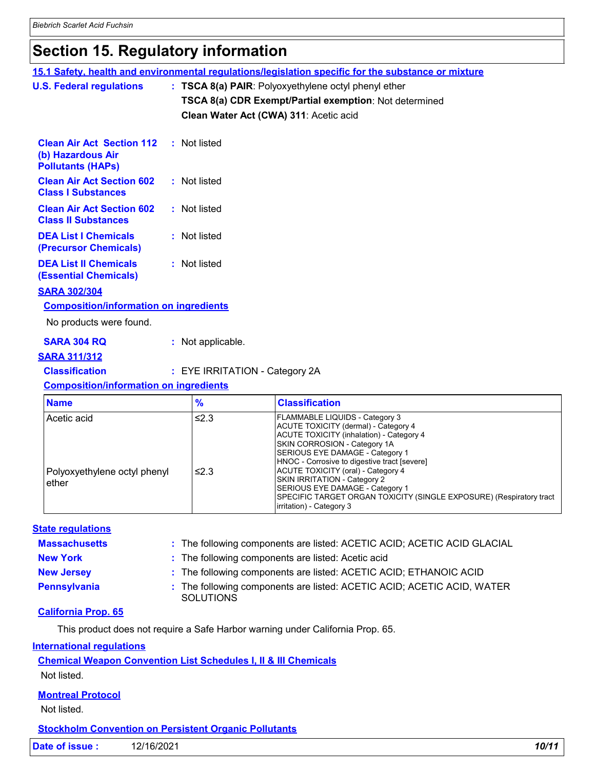# Section 15. Regulatory information

**15.1 Safety, health and environmental regulations/legislation specific for the substance or mixture**

**U.S. Federal regulations** : **TSCA 8(a) PAIR**: Polyoxyethylene octyl phenyl ether
**TSCA 8(a) CDR Exempt/Partial exemption**: Not determined
**Clean Water Act (CWA) 311**: Acetic acid

**Clean Air Act Section 112 (b) Hazardous Air Pollutants (HAPs)** : Not listed

**Clean Air Act Section 602 Class I Substances** : Not listed

**Clean Air Act Section 602 Class II Substances** : Not listed

**DEA List I Chemicals (Precursor Chemicals)** : Not listed

**DEA List II Chemicals (Essential Chemicals)** : Not listed

**SARA 302/304**

**Composition/information on ingredients**

No products were found.

**SARA 304 RQ** : Not applicable.

**SARA 311/312**

**Classification** : EYE IRRITATION - Category 2A

**Composition/information on ingredients**

| Name | % | Classification |
|---|---|---|
| Acetic acid | ≤2.3 | FLAMMABLE LIQUIDS - Category 3<br>ACUTE TOXICITY (dermal) - Category 4<br>ACUTE TOXICITY (inhalation) - Category 4<br>SKIN CORROSION - Category 1A<br>SERIOUS EYE DAMAGE - Category 1<br>HNOC - Corrosive to digestive tract [severe] |
| Polyoxyethylene octyl phenyl ether | ≤2.3 | ACUTE TOXICITY (oral) - Category 4<br>SKIN IRRITATION - Category 2<br>SERIOUS EYE DAMAGE - Category 1<br>SPECIFIC TARGET ORGAN TOXICITY (SINGLE EXPOSURE) (Respiratory tract irritation) - Category 3 |

**State regulations**

**Massachusetts** : The following components are listed: ACETIC ACID; ACETIC ACID GLACIAL

**New York** : The following components are listed: Acetic acid

**New Jersey** : The following components are listed: ACETIC ACID; ETHANOIC ACID

**Pennsylvania** : The following components are listed: ACETIC ACID; ACETIC ACID, WATER SOLUTIONS

**California Prop. 65**

This product does not require a Safe Harbor warning under California Prop. 65.

**International regulations**

**Chemical Weapon Convention List Schedules I, II & III Chemicals**

Not listed.

**Montreal Protocol**

Not listed.

**Stockholm Convention on Persistent Organic Pollutants**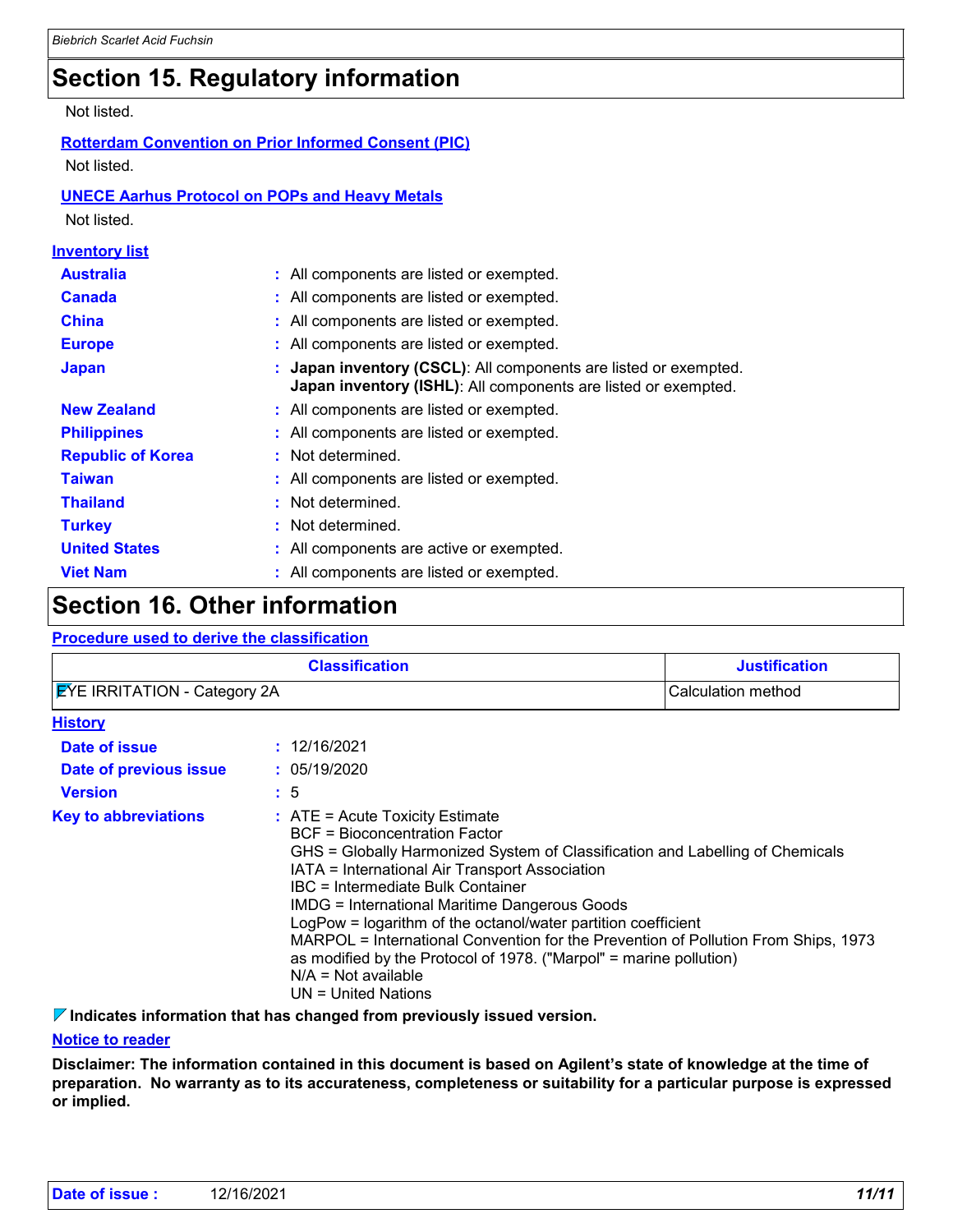## Section 15. Regulatory information

Not listed.

**Rotterdam Convention on Prior Informed Consent (PIC)**

Not listed.

**UNECE Aarhus Protocol on POPs and Heavy Metals**

Not listed.

**Inventory list**

| | |
|---|---|
| **Australia** | : All components are listed or exempted. |
| **Canada** | : All components are listed or exempted. |
| **China** | : All components are listed or exempted. |
| **Europe** | : All components are listed or exempted. |
| **Japan** | : **Japan inventory (CSCL)**: All components are listed or exempted. **Japan inventory (ISHL)**: All components are listed or exempted. |
| **New Zealand** | : All components are listed or exempted. |
| **Philippines** | : All components are listed or exempted. |
| **Republic of Korea** | : Not determined. |
| **Taiwan** | : All components are listed or exempted. |
| **Thailand** | : Not determined. |
| **Turkey** | : Not determined. |
| **United States** | : All components are active or exempted. |
| **Viet Nam** | : All components are listed or exempted. |

## Section 16. Other information

**Procedure used to derive the classification**

| Classification | Justification |
|---|---|
| EYE IRRITATION - Category 2A | Calculation method |

**History**

| | |
|---|---|
| **Date of issue** | : 12/16/2021 |
| **Date of previous issue** | : 05/19/2020 |
| **Version** | : 5 |

**Key to abbreviations** :
ATE = Acute Toxicity Estimate
BCF = Bioconcentration Factor
GHS = Globally Harmonized System of Classification and Labelling of Chemicals
IATA = International Air Transport Association
IBC = Intermediate Bulk Container
IMDG = International Maritime Dangerous Goods
LogPow = logarithm of the octanol/water partition coefficient
MARPOL = International Convention for the Prevention of Pollution From Ships, 1973 as modified by the Protocol of 1978. ("Marpol" = marine pollution)
N/A = Not available
UN = United Nations

**Indicates information that has changed from previously issued version.**

**Notice to reader**

**Disclaimer: The information contained in this document is based on Agilent's state of knowledge at the time of preparation. No warranty as to its accurateness, completeness or suitability for a particular purpose is expressed or implied.**